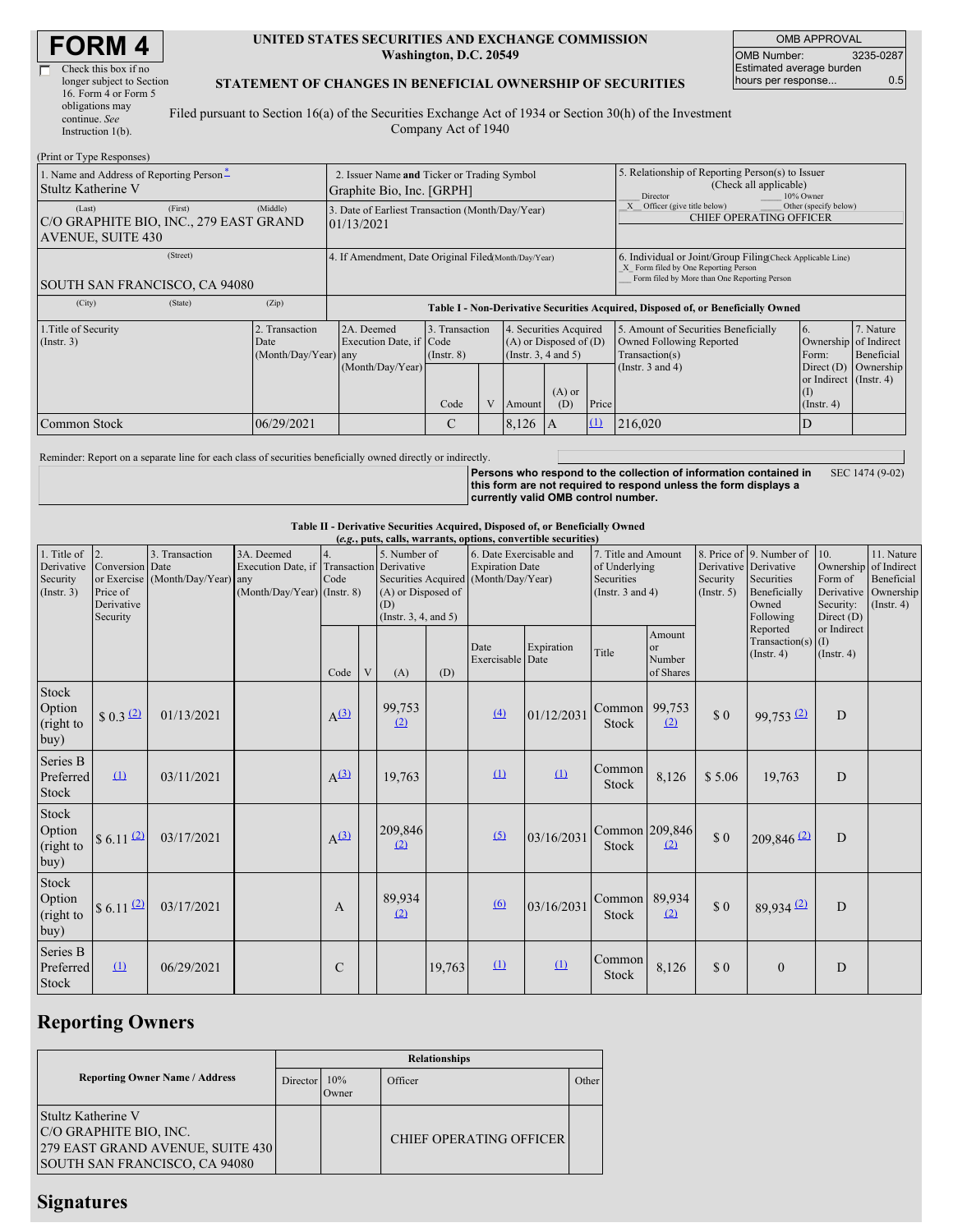# FORM 4

☐ Check this box if no longer subject to Section 16. Form 4 or Form 5 obligations may continue. *See* Instruction 1(b).

**UNITED STATES SECURITIES AND EXCHANGE COMMISSION**
**Washington, D.C. 20549**

**STATEMENT OF CHANGES IN BENEFICIAL OWNERSHIP OF SECURITIES**

Filed pursuant to Section 16(a) of the Securities Exchange Act of 1934 or Section 30(h) of the Investment Company Act of 1940

| OMB APPROVAL | |
|---|---|
| OMB Number: | 3235-0287 |
| Estimated average burden hours per response... | 0.5 |

(Print or Type Responses)

| 1. Name and Address of Reporting Person * | 2. Issuer Name and Ticker or Trading Symbol | 5. Relationship of Reporting Person(s) to Issuer (Check all applicable) |
|---|---|---|
| Stultz Katherine V | Graphite Bio, Inc. [GRPH] | ___ Director ___ 10% Owner |
| (Last) (First) (Middle) C/O GRAPHITE BIO, INC., 279 EAST GRAND AVENUE, SUITE 430 | 3. Date of Earliest Transaction (Month/Day/Year) 01/13/2021 | _X_ Officer (give title below) ___ Other (specify below) CHIEF OPERATING OFFICER |
| (Street) SOUTH SAN FRANCISCO, CA 94080 | 4. If Amendment, Date Original Filed (Month/Day/Year) | 6. Individual or Joint/Group Filing (Check Applicable Line) _X_ Form filed by One Reporting Person ___ Form filed by More than One Reporting Person |
| (City) (State) (Zip) | | |

**Table I - Non-Derivative Securities Acquired, Disposed of, or Beneficially Owned**

| 1.Title of Security (Instr. 3) | 2. Transaction Date (Month/Day/Year) | 2A. Deemed Execution Date, if any (Month/Day/Year) | 3. Transaction Code (Instr. 8) | | 4. Securities Acquired (A) or Disposed of (D) (Instr. 3, 4 and 5) | | | 5. Amount of Securities Beneficially Owned Following Reported Transaction(s) (Instr. 3 and 4) | 6. Ownership Form: Direct (D) or Indirect (I) (Instr. 4) | 7. Nature of Indirect Beneficial Ownership (Instr. 4) |
|---|---|---|---|---|---|---|---|---|---|---|
| | | | Code | V | Amount | (A) or (D) | Price | | | |
| Common Stock | 06/29/2021 | | C | | 8,126 | A | (1) | 216,020 | D | |

Reminder: Report on a separate line for each class of securities beneficially owned directly or indirectly.

**Persons who respond to the collection of information contained in this form are not required to respond unless the form displays a currently valid OMB control number.** SEC 1474 (9-02)

**Table II - Derivative Securities Acquired, Disposed of, or Beneficially Owned**
***(e.g., puts, calls, warrants, options, convertible securities)***

| 1. Title of Derivative Security (Instr. 3) | 2. Conversion or Exercise Price of Derivative Security | 3. Transaction Date (Month/Day/Year) | 3A. Deemed Execution Date, if any (Month/Day/Year) | 4. Transaction Code (Instr. 8) | | 5. Number of Derivative Securities Acquired (A) or Disposed of (D) (Instr. 3, 4, and 5) | | 6. Date Exercisable and Expiration Date (Month/Day/Year) | | 7. Title and Amount of Underlying Securities (Instr. 3 and 4) | | 8. Price of Derivative Security (Instr. 5) | 9. Number of Derivative Securities Beneficially Owned Following Reported Transaction(s) (Instr. 4) | 10. Ownership Form of Derivative Security: Direct (D) or Indirect (I) (Instr. 4) | 11. Nature of Indirect Beneficial Ownership (Instr. 4) |
|---|---|---|---|---|---|---|---|---|---|---|---|---|---|---|---|
| | | | | Code | V | (A) | (D) | Date Exercisable | Expiration Date | Title | Amount or Number of Shares | | | | |
| Stock Option (right to buy) | $ 0.3 (2) | 01/13/2021 | | A (3) | | 99,753 (2) | | (4) | 01/12/2031 | Common Stock | 99,753 (2) | $ 0 | 99,753 (2) | D | |
| Series B Preferred Stock | (1) | 03/11/2021 | | A (3) | | 19,763 | | (1) | (1) | Common Stock | 8,126 | $ 5.06 | 19,763 | D | |
| Stock Option (right to buy) | $ 6.11 (2) | 03/17/2021 | | A (3) | | 209,846 (2) | | (5) | 03/16/2031 | Common Stock | 209,846 (2) | $ 0 | 209,846 (2) | D | |
| Stock Option (right to buy) | $ 6.11 (2) | 03/17/2021 | | A | | 89,934 (2) | | (6) | 03/16/2031 | Common Stock | 89,934 (2) | $ 0 | 89,934 (2) | D | |
| Series B Preferred Stock | (1) | 06/29/2021 | | C | | | 19,763 | (1) | (1) | Common Stock | 8,126 | $ 0 | 0 | D | |

## Reporting Owners

| Reporting Owner Name / Address | Relationships | | | |
|---|---|---|---|---|
| | Director | 10% Owner | Officer | Other |
| Stultz Katherine V C/O GRAPHITE BIO, INC. 279 EAST GRAND AVENUE, SUITE 430 SOUTH SAN FRANCISCO, CA 94080 | | | CHIEF OPERATING OFFICER | |

## Signatures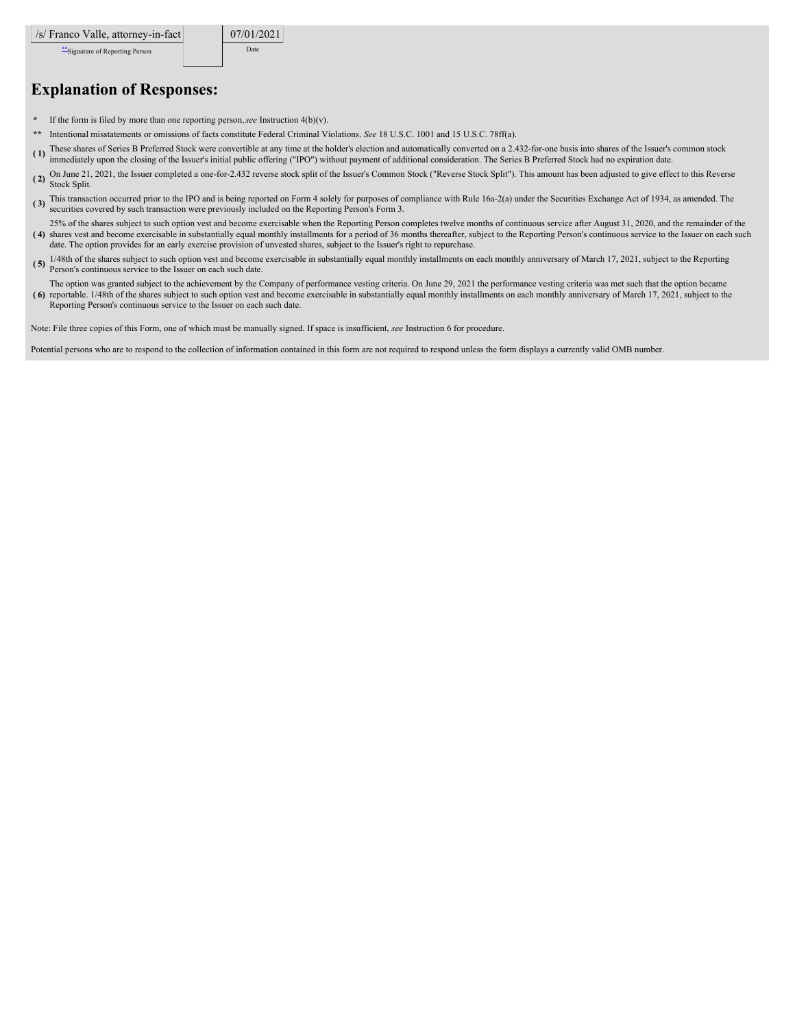| /s/ Franco Valle, attorney-in-fact | | 07/01/2021 |
| --- | --- | --- |
| **Signature of Reporting Person | | Date |

## Explanation of Responses:

\* If the form is filed by more than one reporting person, *see* Instruction 4(b)(v).

\*\* Intentional misstatements or omissions of facts constitute Federal Criminal Violations. *See* 18 U.S.C. 1001 and 15 U.S.C. 78ff(a).

(1) These shares of Series B Preferred Stock were convertible at any time at the holder's election and automatically converted on a 2.432-for-one basis into shares of the Issuer's common stock immediately upon the closing of the Issuer's initial public offering ("IPO") without payment of additional consideration. The Series B Preferred Stock had no expiration date.

(2) On June 21, 2021, the Issuer completed a one-for-2.432 reverse stock split of the Issuer's Common Stock ("Reverse Stock Split"). This amount has been adjusted to give effect to this Reverse Stock Split.

(3) This transaction occurred prior to the IPO and is being reported on Form 4 solely for purposes of compliance with Rule 16a-2(a) under the Securities Exchange Act of 1934, as amended. The securities covered by such transaction were previously included on the Reporting Person's Form 3.

(4) 25% of the shares subject to such option vest and become exercisable when the Reporting Person completes twelve months of continuous service after August 31, 2020, and the remainder of the shares vest and become exercisable in substantially equal monthly installments for a period of 36 months thereafter, subject to the Reporting Person's continuous service to the Issuer on each such date. The option provides for an early exercise provision of unvested shares, subject to the Issuer's right to repurchase.

(5) 1/48th of the shares subject to such option vest and become exercisable in substantially equal monthly installments on each monthly anniversary of March 17, 2021, subject to the Reporting Person's continuous service to the Issuer on each such date.

(6) The option was granted subject to the achievement by the Company of performance vesting criteria. On June 29, 2021 the performance vesting criteria was met such that the option became reportable. 1/48th of the shares subject to such option vest and become exercisable in substantially equal monthly installments on each monthly anniversary of March 17, 2021, subject to the Reporting Person's continuous service to the Issuer on each such date.

Note: File three copies of this Form, one of which must be manually signed. If space is insufficient, *see* Instruction 6 for procedure.

Potential persons who are to respond to the collection of information contained in this form are not required to respond unless the form displays a currently valid OMB number.